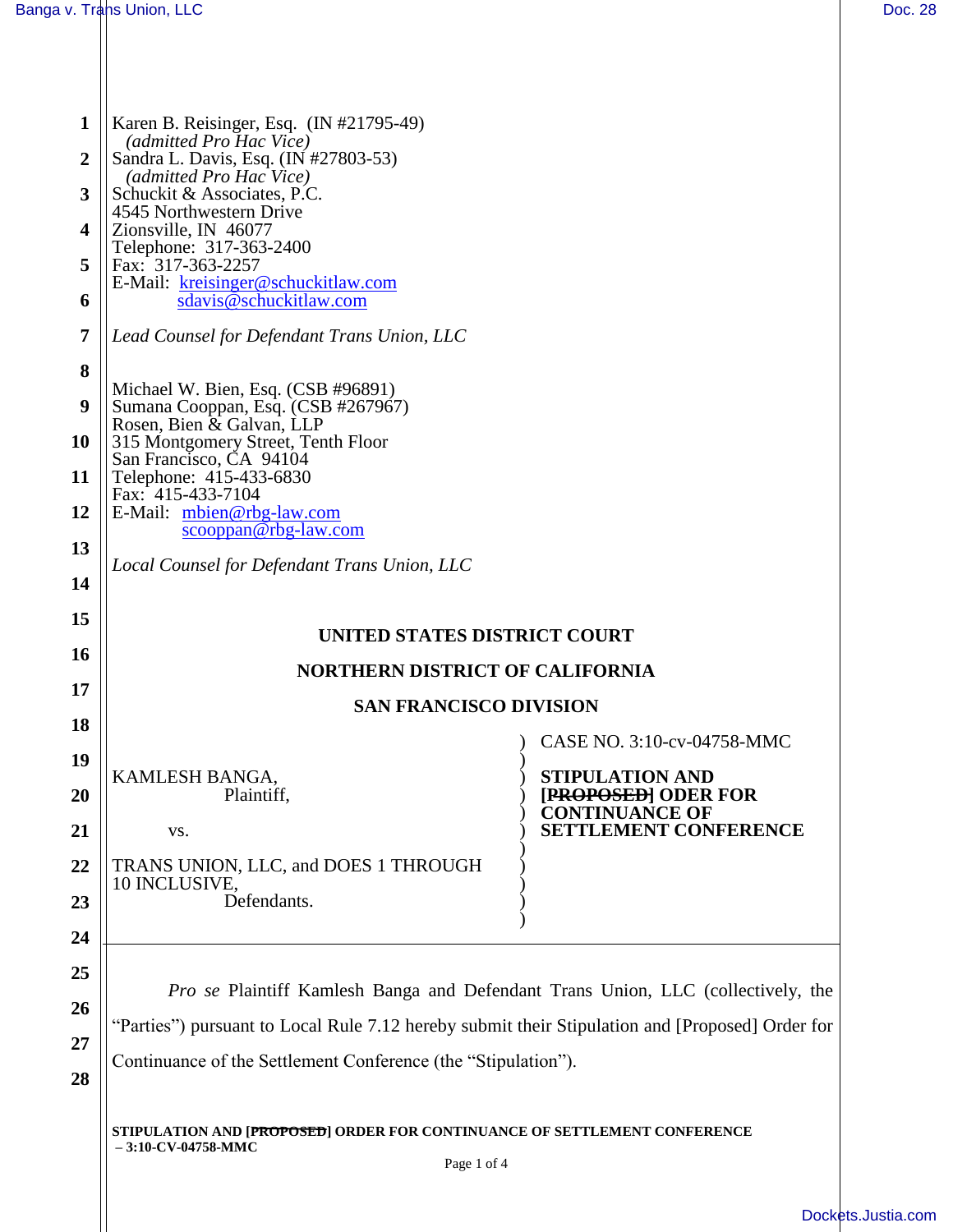Karen B. Reisinger, Esq. (IN #21795-49)
*(admitted Pro Hac Vice)*
Sandra L. Davis, Esq. (IN #27803-53)
*(admitted Pro Hac Vice)*
Schuckit & Associates, P.C.
4545 Northwestern Drive
Zionsville, IN 46077
Telephone: 317-363-2400
Fax: 317-363-2257
E-Mail: kreisinger@schuckitlaw.com
sdavis@schuckitlaw.com

*Lead Counsel for Defendant Trans Union, LLC*

Michael W. Bien, Esq. (CSB #96891)
Sumana Cooppan, Esq. (CSB #267967)
Rosen, Bien & Galvan, LLP
315 Montgomery Street, Tenth Floor
San Francisco, CA 94104
Telephone: 415-433-6830
Fax: 415-433-7104
E-Mail: mbien@rbg-law.com
scooppan@rbg-law.com

*Local Counsel for Defendant Trans Union, LLC*

**UNITED STATES DISTRICT COURT**

**NORTHERN DISTRICT OF CALIFORNIA**

**SAN FRANCISCO DIVISION**

| | |
|---|---|
| KAMLESH BANGA,<br>Plaintiff,<br><br>vs.<br><br>TRANS UNION, LLC, and DOES 1 THROUGH 10 INCLUSIVE,<br>Defendants. | CASE NO. 3:10-cv-04758-MMC<br><br>**STIPULATION AND ~~[PROPOSED]~~ ODER FOR CONTINUANCE OF SETTLEMENT CONFERENCE** |

*Pro se* Plaintiff Kamlesh Banga and Defendant Trans Union, LLC (collectively, the "Parties") pursuant to Local Rule 7.12 hereby submit their Stipulation and [Proposed] Order for Continuance of the Settlement Conference (the "Stipulation").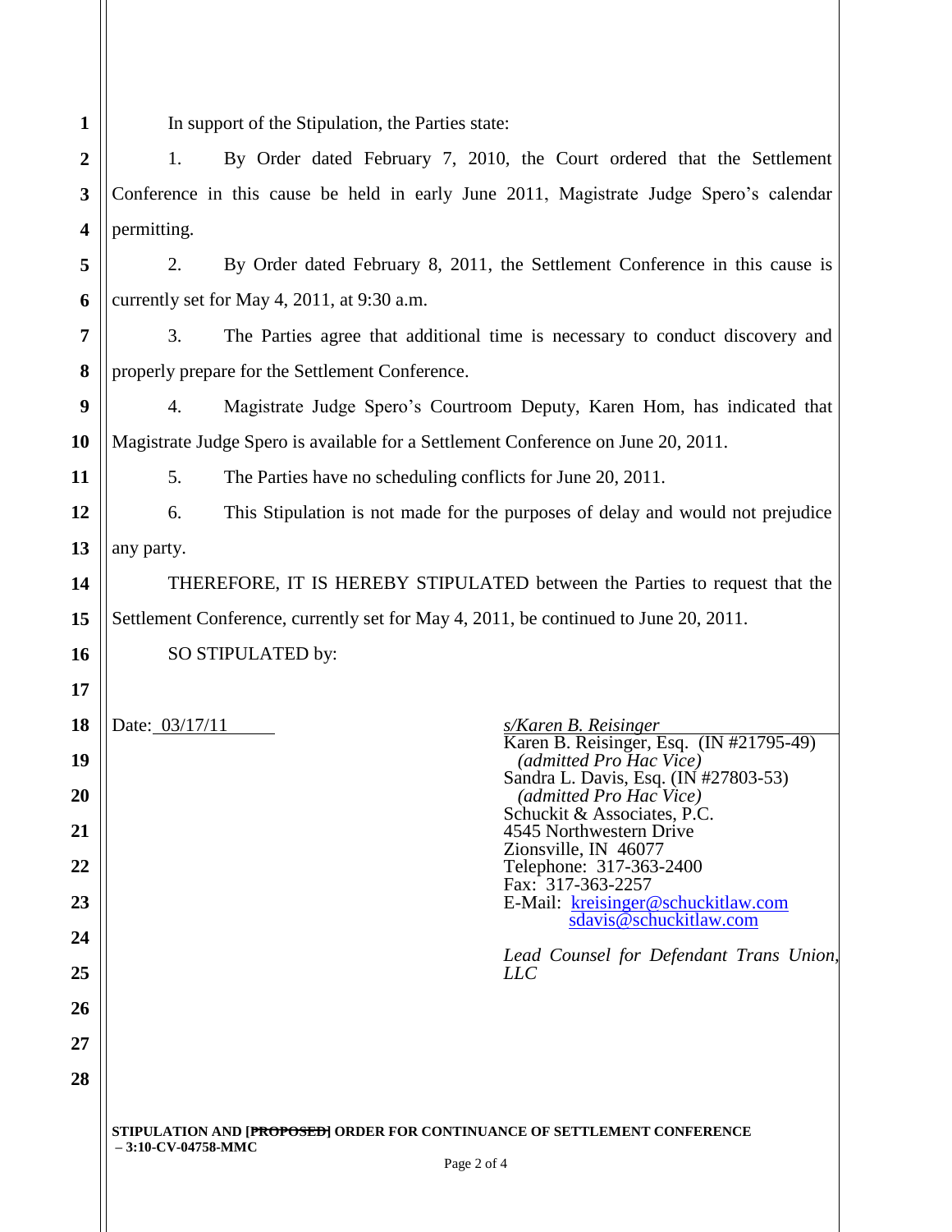In support of the Stipulation, the Parties state:

1. By Order dated February 7, 2010, the Court ordered that the Settlement Conference in this cause be held in early June 2011, Magistrate Judge Spero's calendar permitting.

2. By Order dated February 8, 2011, the Settlement Conference in this cause is currently set for May 4, 2011, at 9:30 a.m.

3. The Parties agree that additional time is necessary to conduct discovery and properly prepare for the Settlement Conference.

4. Magistrate Judge Spero's Courtroom Deputy, Karen Hom, has indicated that Magistrate Judge Spero is available for a Settlement Conference on June 20, 2011.

5. The Parties have no scheduling conflicts for June 20, 2011.

6. This Stipulation is not made for the purposes of delay and would not prejudice any party.

THEREFORE, IT IS HEREBY STIPULATED between the Parties to request that the Settlement Conference, currently set for May 4, 2011, be continued to June 20, 2011.

SO STIPULATED by:

Date: 03/17/11

*s/Karen B. Reisinger*
Karen B. Reisinger, Esq. (IN #21795-49)
*(admitted Pro Hac Vice)*
Sandra L. Davis, Esq. (IN #27803-53)
*(admitted Pro Hac Vice)*
Schuckit & Associates, P.C.
4545 Northwestern Drive
Zionsville, IN 46077
Telephone: 317-363-2400
Fax: 317-363-2257
E-Mail: kreisinger@schuckitlaw.com
sdavis@schuckitlaw.com

*Lead Counsel for Defendant Trans Union, LLC*

**STIPULATION AND [~~PROPOSED~~] ORDER FOR CONTINUANCE OF SETTLEMENT CONFERENCE – 3:10-CV-04758-MMC**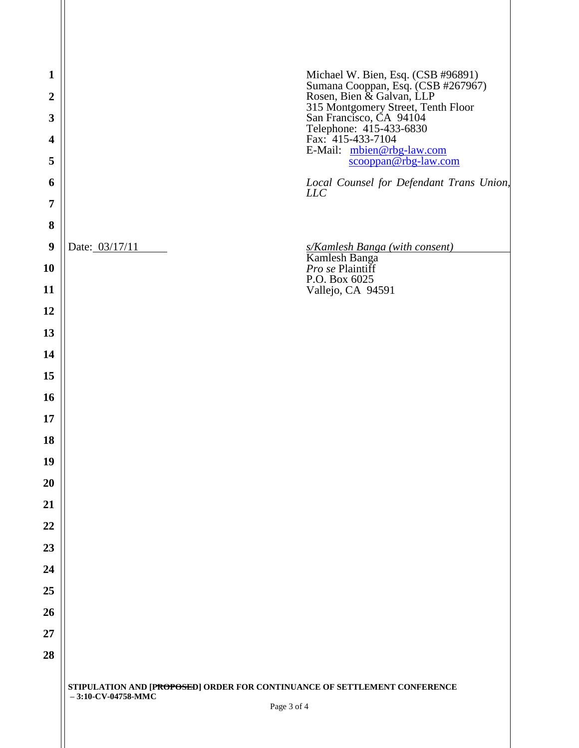Michael W. Bien, Esq. (CSB #96891)
Sumana Cooppan, Esq. (CSB #267967)
Rosen, Bien & Galvan, LLP
315 Montgomery Street, Tenth Floor
San Francisco, CA 94104
Telephone: 415-433-6830
Fax: 415-433-7104
E-Mail: mbien@rbg-law.com
scooppan@rbg-law.com

*Local Counsel for Defendant Trans Union, LLC*

Date: 03/17/11

*s/Kamlesh Banga (with consent)*
Kamlesh Banga
*Pro se* Plaintiff
P.O. Box 6025
Vallejo, CA 94591

**STIPULATION AND [~~PROPOSED~~] ORDER FOR CONTINUANCE OF SETTLEMENT CONFERENCE – 3:10-CV-04758-MMC**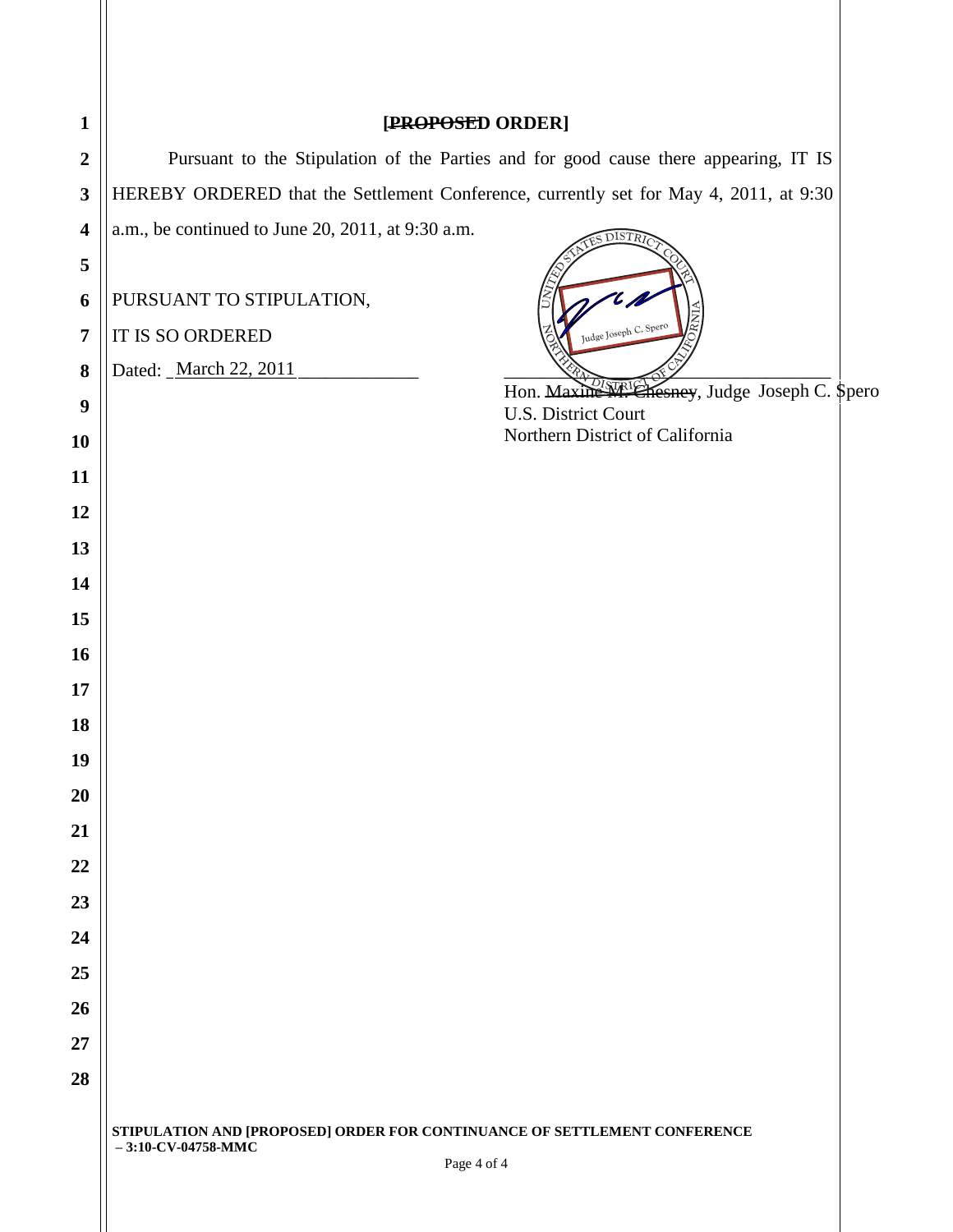**[~~PROPOSED~~ ORDER]**

Pursuant to the Stipulation of the Parties and for good cause there appearing, IT IS HEREBY ORDERED that the Settlement Conference, currently set for May 4, 2011, at 9:30 a.m., be continued to June 20, 2011, at 9:30 a.m.

PURSUANT TO STIPULATION,

IT IS SO ORDERED

Dated: March 22, 2011

Hon. ~~Maxine M. Chesney~~, Judge Joseph C. Spero
U.S. District Court
Northern District of California

STIPULATION AND [PROPOSED] ORDER FOR CONTINUANCE OF SETTLEMENT CONFERENCE – 3:10-CV-04758-MMC